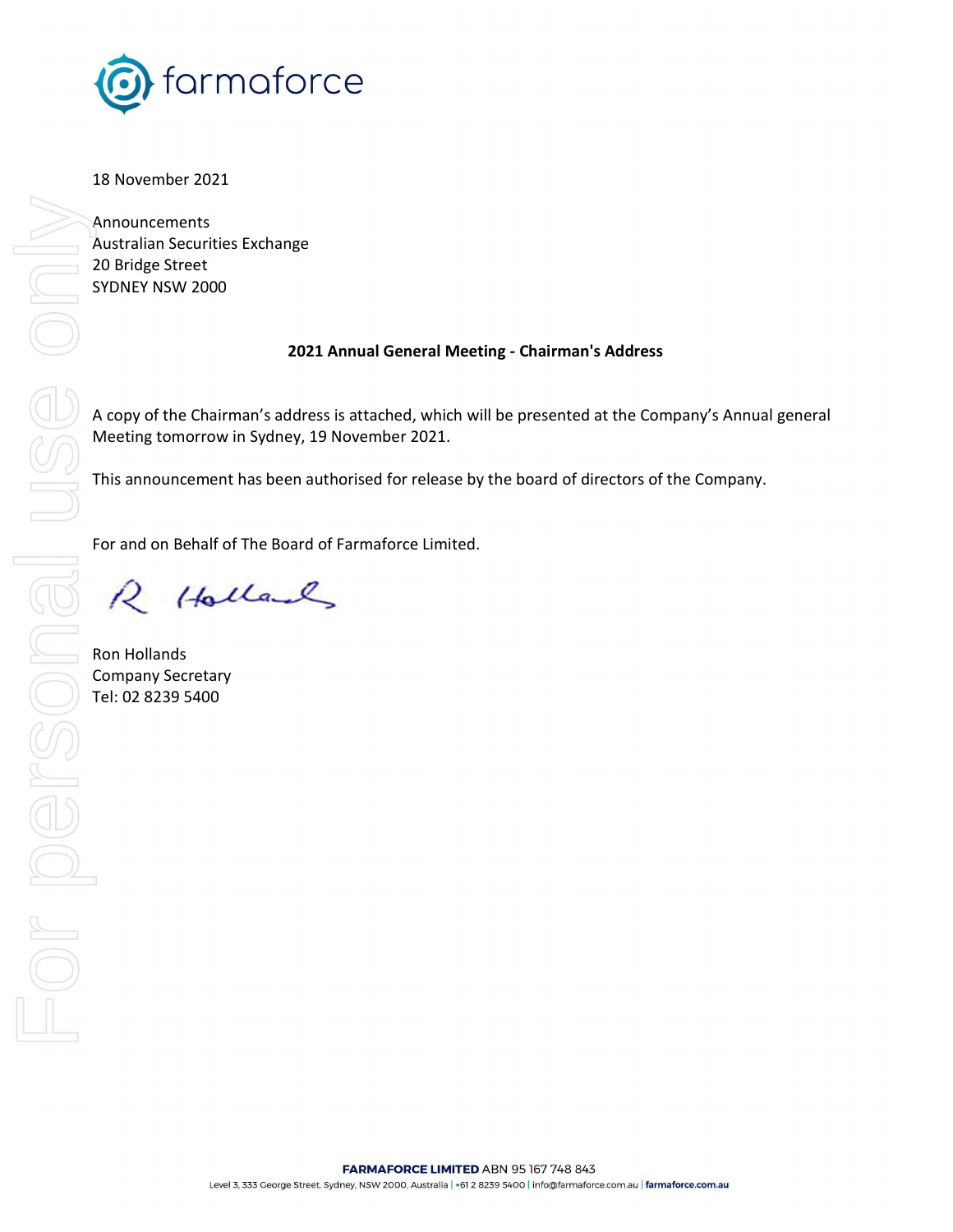farmaforce

18 November 2021

Announcements
Australian Securities Exchange
20 Bridge Street
SYDNEY NSW 2000

**2021 Annual General Meeting - Chairman's Address**

A copy of the Chairman's address is attached, which will be presented at the Company's Annual general Meeting tomorrow in Sydney, 19 November 2021.

This announcement has been authorised for release by the board of directors of the Company.

For and on Behalf of The Board of Farmaforce Limited.

R Hollands

Ron Hollands
Company Secretary
Tel: 02 8239 5400

**FARMAFORCE LIMITED** ABN 95 167 748 843
Level 3, 333 George Street, Sydney, NSW 2000, Australia | +61 2 8239 5400 | info@farmaforce.com.au | **farmaforce.com.au**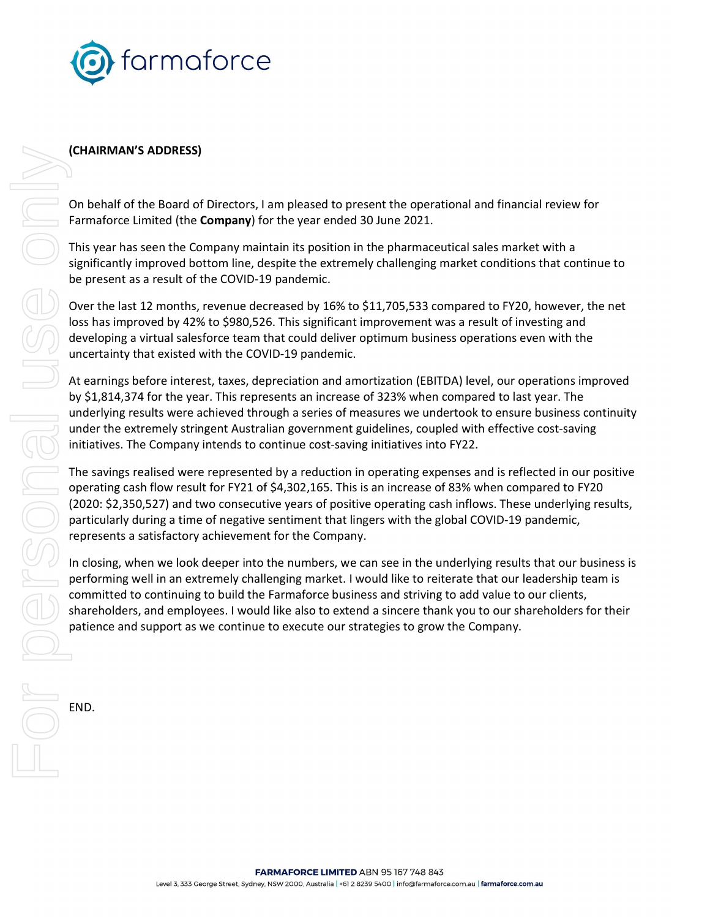**(CHAIRMAN'S ADDRESS)**

On behalf of the Board of Directors, I am pleased to present the operational and financial review for Farmaforce Limited (the **Company**) for the year ended 30 June 2021.

This year has seen the Company maintain its position in the pharmaceutical sales market with a significantly improved bottom line, despite the extremely challenging market conditions that continue to be present as a result of the COVID-19 pandemic.

Over the last 12 months, revenue decreased by 16% to $11,705,533 compared to FY20, however, the net loss has improved by 42% to $980,526. This significant improvement was a result of investing and developing a virtual salesforce team that could deliver optimum business operations even with the uncertainty that existed with the COVID-19 pandemic.

At earnings before interest, taxes, depreciation and amortization (EBITDA) level, our operations improved by $1,814,374 for the year. This represents an increase of 323% when compared to last year. The underlying results were achieved through a series of measures we undertook to ensure business continuity under the extremely stringent Australian government guidelines, coupled with effective cost-saving initiatives. The Company intends to continue cost-saving initiatives into FY22.

The savings realised were represented by a reduction in operating expenses and is reflected in our positive operating cash flow result for FY21 of $4,302,165. This is an increase of 83% when compared to FY20 (2020: $2,350,527) and two consecutive years of positive operating cash inflows. These underlying results, particularly during a time of negative sentiment that lingers with the global COVID-19 pandemic, represents a satisfactory achievement for the Company.

In closing, when we look deeper into the numbers, we can see in the underlying results that our business is performing well in an extremely challenging market. I would like to reiterate that our leadership team is committed to continuing to build the Farmaforce business and striving to add value to our clients, shareholders, and employees. I would like also to extend a sincere thank you to our shareholders for their patience and support as we continue to execute our strategies to grow the Company.

END.